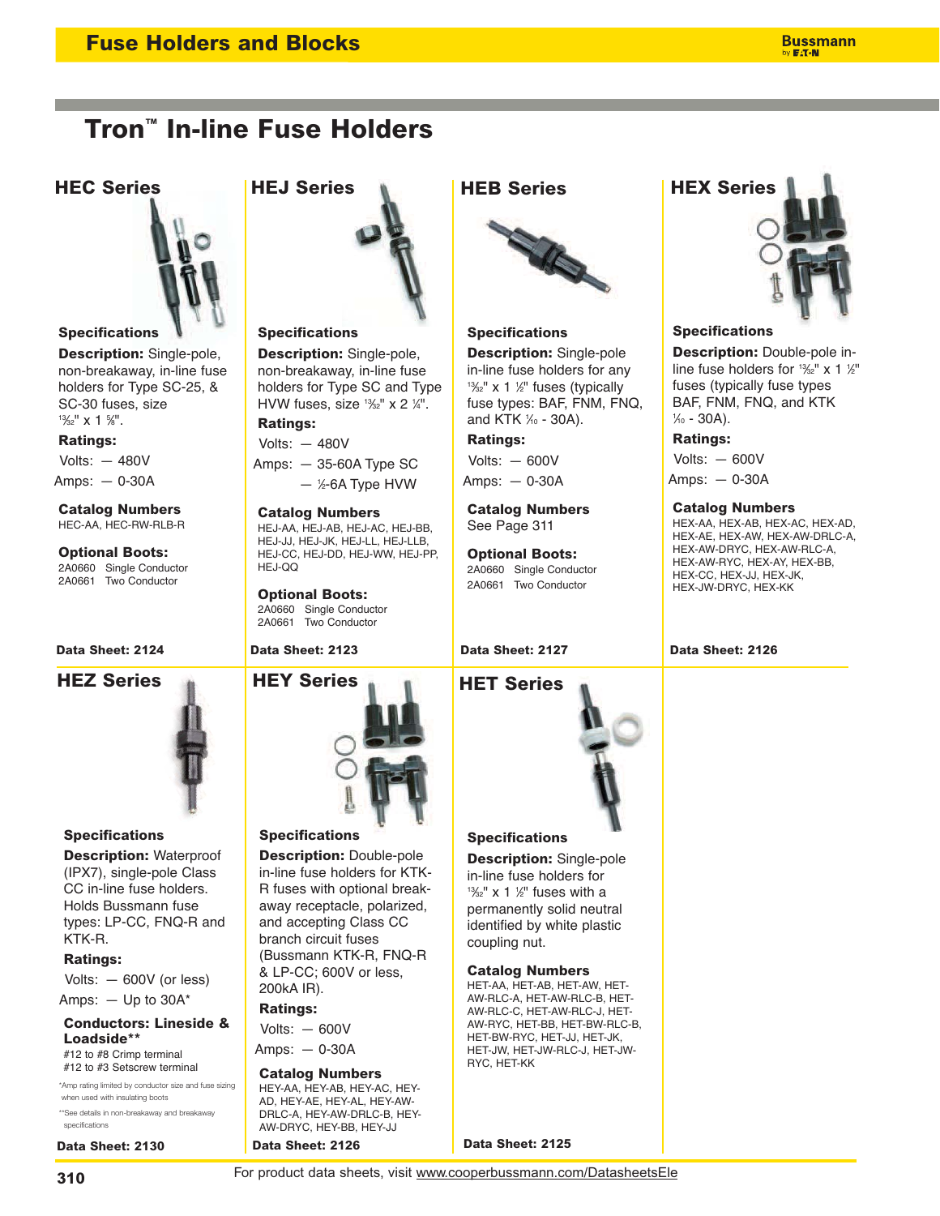# Fuse Holders and Blocks

## Tron™ In-line Fuse Holders

### HEC Series

**Specifications**

**Description:** Single-pole, non-breakaway, in-line fuse holders for Type SC-25, & SC-30 fuses, size 13⁄32" x 1 5⁄8".

**Ratings:**

Volts: — 480V

Amps: — 0-30A

**Catalog Numbers**

HEC-AA, HEC-RW-RLB-R

**Optional Boots:**

2A0660 Single Conductor
2A0661 Two Conductor

**Data Sheet: 2124**

### HEJ Series

**Specifications**

**Description:** Single-pole, non-breakaway, in-line fuse holders for Type SC and Type HVW fuses, size 13⁄32" x 2 1⁄4".

**Ratings:**

Volts: — 480V

Amps: — 35-60A Type SC
— 1⁄2-6A Type HVW

**Catalog Numbers**

HEJ-AA, HEJ-AB, HEJ-AC, HEJ-BB, HEJ-JJ, HEJ-JK, HEJ-LL, HEJ-LLB, HEJ-CC, HEJ-DD, HEJ-WW, HEJ-PP, HEJ-QQ

**Optional Boots:**

2A0660 Single Conductor
2A0661 Two Conductor

**Data Sheet: 2123**

### HEB Series

**Specifications**

**Description:** Single-pole in-line fuse holders for any 13⁄32" x 1 1⁄2" fuses (typically fuse types: BAF, FNM, FNQ, and KTK 1⁄10 - 30A).

**Ratings:**

Volts: — 600V

Amps: — 0-30A

**Catalog Numbers**

See Page 311

**Optional Boots:**

2A0660 Single Conductor
2A0661 Two Conductor

**Data Sheet: 2127**

### HEX Series

**Specifications**

**Description:** Double-pole in-line fuse holders for 13⁄32" x 1 1⁄2" fuses (typically fuse types BAF, FNM, FNQ, and KTK 1⁄10 - 30A).

**Ratings:**

Volts: — 600V

Amps: — 0-30A

**Catalog Numbers**

HEX-AA, HEX-AB, HEX-AC, HEX-AD, HEX-AE, HEX-AW, HEX-AW-DRLC-A, HEX-AW-DRYC, HEX-AW-RLC-A, HEX-AW-RYC, HEX-AY, HEX-BB, HEX-CC, HEX-JJ, HEX-JK, HEX-JW-DRYC, HEX-KK

**Data Sheet: 2126**

### HEZ Series

**Specifications**

**Description:** Waterproof (IPX7), single-pole Class CC in-line fuse holders. Holds Bussmann fuse types: LP-CC, FNQ-R and KTK-R.

**Ratings:**

Volts: — 600V (or less)

Amps: — Up to 30A*

**Conductors: Lineside & Loadside****

#12 to #8 Crimp terminal
#12 to #3 Setscrew terminal

*Amp rating limited by conductor size and fuse sizing when used with insulating boots

**See details in non-breakaway and breakaway specifications

**Data Sheet: 2130**

### HEY Series

**Specifications**

**Description:** Double-pole in-line fuse holders for KTK-R fuses with optional break-away receptacle, polarized, and accepting Class CC branch circuit fuses (Bussmann KTK-R, FNQ-R & LP-CC; 600V or less, 200kA IR).

**Ratings:**

Volts: — 600V

Amps: — 0-30A

**Catalog Numbers**

HEY-AA, HEY-AB, HEY-AC, HEY-AD, HEY-AE, HEY-AL, HEY-AW-DRLC-A, HEY-AW-DRLC-B, HEY-AW-DRYC, HEY-BB, HEY-JJ

**Data Sheet: 2126**

### HET Series

**Specifications**

**Description:** Single-pole in-line fuse holders for 13⁄32" x 1 1⁄2" fuses with a permanently solid neutral identified by white plastic coupling nut.

**Catalog Numbers**

HET-AA, HET-AB, HET-AW, HET-AW-RLC-A, HET-AW-RLC-B, HET-AW-RLC-C, HET-AW-RLC-J, HET-AW-RYC, HET-BB, HET-BW-RLC-B, HET-BW-RYC, HET-JJ, HET-JK, HET-JW, HET-JW-RLC-J, HET-JW-RYC, HET-KK

**Data Sheet: 2125**

For product data sheets, visit www.cooperbussmann.com/DatasheetsEle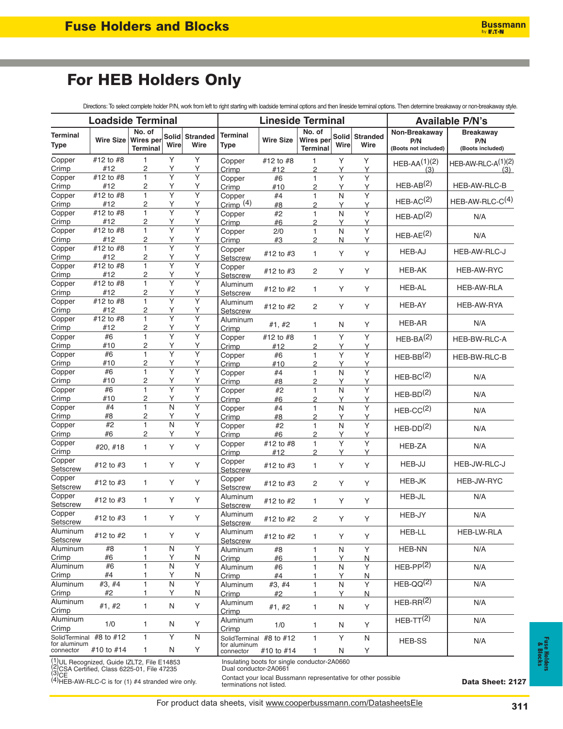## For HEB Holders Only

Directions: To select complete holder P/N, work from left to right starting with loadside terminal options and then lineside terminal options. Then determine breakaway or non-breakaway style.

| Loadside Terminal | | | | | Lineside Terminal | | | | | Available P/N's | |
|---|---|---|---|---|---|---|---|---|---|---|---|
| Terminal Type | Wire Size | No. of Wires per Terminal | Solid Wire | Stranded Wire | Terminal Type | Wire Size | No. of Wires per Terminal | Solid Wire | Stranded Wire | Non-Breakaway P/N (Boots not included) | Breakaway P/N (Boots included) |
| Copper Crimp | #12 to #8<br>#12 | 1<br>2 | Y<br>Y | Y<br>Y | Copper Crimp | #12 to #8<br>#12 | 1<br>2 | Y<br>Y | Y<br>Y | HEB-AA(1)(2)(3) | HEB-AW-RLC-A(1)(2)(3) |
| Copper Crimp | #12 to #8<br>#12 | 1<br>2 | Y<br>Y | Y<br>Y | Copper Crimp | #6<br>#10 | 1<br>2 | Y<br>Y | Y<br>Y | HEB-AB(2) | HEB-AW-RLC-B |
| Copper Crimp | #12 to #8<br>#12 | 1<br>2 | Y<br>Y | Y<br>Y | Copper Crimp (4) | #4<br>#8 | 1<br>2 | N<br>Y | Y<br>Y | HEB-AC(2) | HEB-AW-RLC-C(4) |
| Copper Crimp | #12 to #8<br>#12 | 1<br>2 | Y<br>Y | Y<br>Y | Copper Crimp | #2<br>#6 | 1<br>2 | N<br>Y | Y<br>Y | HEB-AD(2) | N/A |
| Copper Crimp | #12 to #8<br>#12 | 1<br>2 | Y<br>Y | Y<br>Y | Copper Crimp | 2/0<br>#3 | 1<br>2 | N<br>N | Y<br>Y | HEB-AE(2) | N/A |
| Copper Crimp | #12 to #8<br>#12 | 1<br>2 | Y<br>Y | Y<br>Y | Copper Setscrew | #12 to #3 | 1 | Y | Y | HEB-AJ | HEB-AW-RLC-J |
| Copper Crimp | #12 to #8<br>#12 | 1<br>2 | Y<br>Y | Y<br>Y | Copper Setscrew | #12 to #3 | 2 | Y | Y | HEB-AK | HEB-AW-RYC |
| Copper Crimp | #12 to #8<br>#12 | 1<br>2 | Y<br>Y | Y<br>Y | Aluminum Setscrew | #12 to #2 | 1 | Y | Y | HEB-AL | HEB-AW-RLA |
| Copper Crimp | #12 to #8<br>#12 | 1<br>2 | Y<br>Y | Y<br>Y | Aluminum Setscrew | #12 to #2 | 2 | Y | Y | HEB-AY | HEB-AW-RYA |
| Copper Crimp | #12 to #8<br>#12 | 1<br>2 | Y<br>Y | Y<br>Y | Aluminum Crimp | #1, #2 | 1 | N | Y | HEB-AR | N/A |
| Copper Crimp | #6<br>#10 | 1<br>2 | Y<br>Y | Y<br>Y | Copper Crimp | #12 to #8<br>#12 | 1<br>2 | Y<br>Y | Y<br>Y | HEB-BA(2) | HEB-BW-RLC-A |
| Copper Crimp | #6<br>#10 | 1<br>2 | Y<br>Y | Y<br>Y | Copper Crimp | #6<br>#10 | 1<br>2 | Y<br>Y | Y<br>Y | HEB-BB(2) | HEB-BW-RLC-B |
| Copper Crimp | #6<br>#10 | 1<br>2 | Y<br>Y | Y<br>Y | Copper Crimp | #4<br>#8 | 1<br>2 | N<br>Y | Y<br>Y | HEB-BC(2) | N/A |
| Copper Crimp | #6<br>#10 | 1<br>2 | Y<br>Y | Y<br>Y | Copper Crimp | #2<br>#6 | 1<br>2 | N<br>Y | Y<br>Y | HEB-BD(2) | N/A |
| Copper Crimp | #4<br>#8 | 1<br>2 | N<br>Y | Y<br>Y | Copper Crimp | #4<br>#8 | 1<br>2 | N<br>Y | Y<br>Y | HEB-CC(2) | N/A |
| Copper Crimp | #2<br>#6 | 1<br>2 | N<br>Y | Y<br>Y | Copper Crimp | #2<br>#6 | 1<br>2 | N<br>Y | Y<br>Y | HEB-DD(2) | N/A |
| Copper Crimp | #20, #18 | 1 | Y | Y | Copper Crimp | #12 to #8<br>#12 | 1<br>2 | Y<br>Y | Y<br>Y | HEB-ZA | N/A |
| Copper Setscrew | #12 to #3 | 1 | Y | Y | Copper Setscrew | #12 to #3 | 1 | Y | Y | HEB-JJ | HEB-JW-RLC-J |
| Copper Setscrew | #12 to #3 | 1 | Y | Y | Copper Setscrew | #12 to #3 | 2 | Y | Y | HEB-JK | HEB-JW-RYC |
| Copper Setscrew | #12 to #3 | 1 | Y | Y | Aluminum Setscrew | #12 to #2 | 1 | Y | Y | HEB-JL | N/A |
| Copper Setscrew | #12 to #3 | 1 | Y | Y | Aluminum Setscrew | #12 to #2 | 2 | Y | Y | HEB-JY | N/A |
| Aluminum Setscrew | #12 to #2 | 1 | Y | Y | Aluminum Setscrew | #12 to #2 | 1 | Y | Y | HEB-LL | HEB-LW-RLA |
| Aluminum Crimp | #8<br>#6 | 1<br>1 | N<br>Y | Y<br>N | Aluminum Crimp | #8<br>#6 | 1<br>1 | N<br>Y | Y<br>N | HEB-NN | N/A |
| Aluminum Crimp | #6<br>#4 | 1<br>1 | N<br>Y | Y<br>N | Aluminum Crimp | #6<br>#4 | 1<br>1 | N<br>Y | Y<br>N | HEB-PP(2) | N/A |
| Aluminum Crimp | #3, #4<br>#2 | 1<br>1 | N<br>Y | Y<br>N | Aluminum Crimp | #3, #4<br>#2 | 1<br>1 | N<br>Y | Y<br>N | HEB-QQ(2) | N/A |
| Aluminum Crimp | #1, #2 | 1 | N | Y | Aluminum Crimp | #1, #2 | 1 | N | Y | HEB-RR(2) | N/A |
| Aluminum Crimp | 1/0 | 1 | N | Y | Aluminum Crimp | 1/0 | 1 | N | Y | HEB-TT(2) | N/A |
| SolidTerminal for aluminum connector | #8 to #12<br>#10 to #14 | 1<br>1 | Y<br>N | N<br>Y | SolidTerminal for aluminum connector | #8 to #12<br>#10 to #14 | 1<br>1 | Y<br>N | N<br>Y | HEB-SS | N/A |

(1) UL Recognized, Guide IZLT2, File E14853
(2) CSA Certified, Class 6225-01, File 47235
(3) CE
(4) HEB-AW-RLC-C is for (1) #4 stranded wire only.

Insulating boots for single conductor-2A0660
Dual conductor-2A0661

Contact your local Bussmann representative for other possible terminations not listed.

Data Sheet: 2127

For product data sheets, visit www.cooperbussmann.com/DatasheetsEle